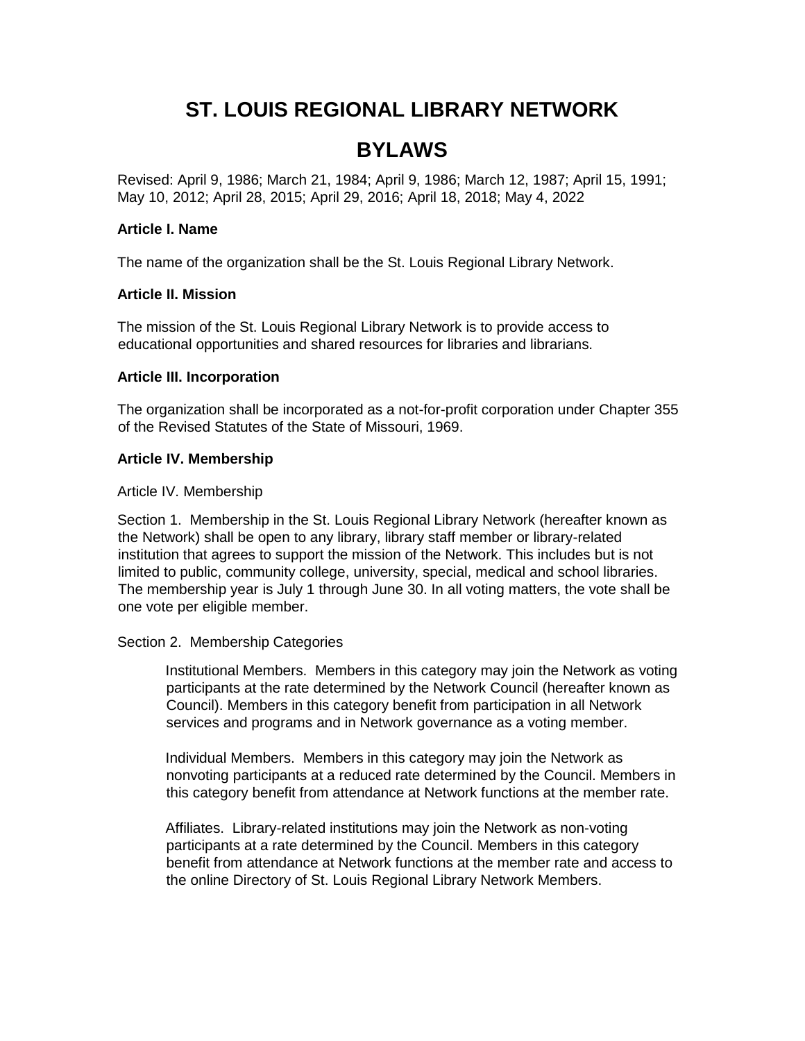# ST. LOUIS REGIONAL LIBRARY NETWORK

# BYLAWS

Revised: April 9, 1986; March 21, 1984; April 9, 1986; March 12, 1987; April 15, 1991; May 10, 2012; April 28, 2015; April 29, 2016; April 18, 2018; May 4, 2022

**Article I. Name**

The name of the organization shall be the St. Louis Regional Library Network.

**Article II. Mission**

The mission of the St. Louis Regional Library Network is to provide access to educational opportunities and shared resources for libraries and librarians.

**Article III. Incorporation**

The organization shall be incorporated as a not-for-profit corporation under Chapter 355 of the Revised Statutes of the State of Missouri, 1969.

**Article IV. Membership**

Article IV. Membership

Section 1. Membership in the St. Louis Regional Library Network (hereafter known as the Network) shall be open to any library, library staff member or library-related institution that agrees to support the mission of the Network. This includes but is not limited to public, community college, university, special, medical and school libraries. The membership year is July 1 through June 30. In all voting matters, the vote shall be one vote per eligible member.

Section 2. Membership Categories

Institutional Members. Members in this category may join the Network as voting participants at the rate determined by the Network Council (hereafter known as Council). Members in this category benefit from participation in all Network services and programs and in Network governance as a voting member.

Individual Members. Members in this category may join the Network as nonvoting participants at a reduced rate determined by the Council. Members in this category benefit from attendance at Network functions at the member rate.

Affiliates. Library-related institutions may join the Network as non-voting participants at a rate determined by the Council. Members in this category benefit from attendance at Network functions at the member rate and access to the online Directory of St. Louis Regional Library Network Members.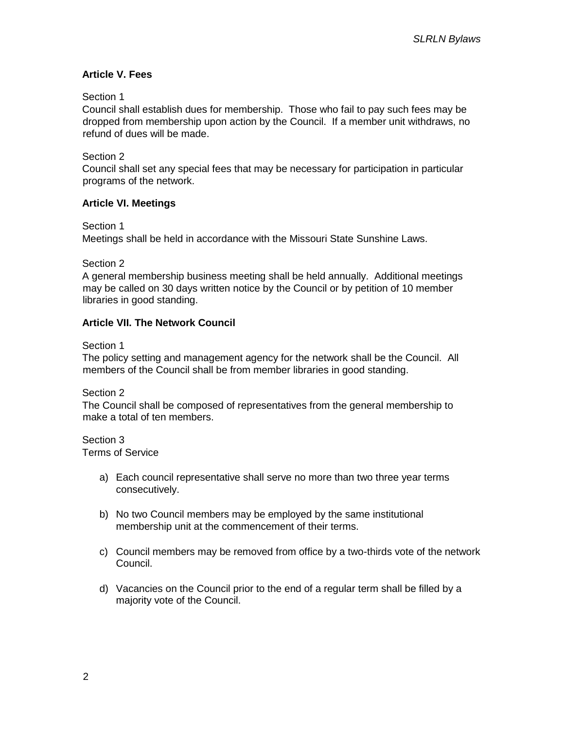### Article V. Fees

Section 1
Council shall establish dues for membership. Those who fail to pay such fees may be dropped from membership upon action by the Council. If a member unit withdraws, no refund of dues will be made.

Section 2
Council shall set any special fees that may be necessary for participation in particular programs of the network.

### Article VI. Meetings

Section 1
Meetings shall be held in accordance with the Missouri State Sunshine Laws.

Section 2
A general membership business meeting shall be held annually. Additional meetings may be called on 30 days written notice by the Council or by petition of 10 member libraries in good standing.

### Article VII. The Network Council

Section 1
The policy setting and management agency for the network shall be the Council. All members of the Council shall be from member libraries in good standing.

Section 2
The Council shall be composed of representatives from the general membership to make a total of ten members.

Section 3
Terms of Service

a) Each council representative shall serve no more than two three year terms consecutively.

b) No two Council members may be employed by the same institutional membership unit at the commencement of their terms.

c) Council members may be removed from office by a two-thirds vote of the network Council.

d) Vacancies on the Council prior to the end of a regular term shall be filled by a majority vote of the Council.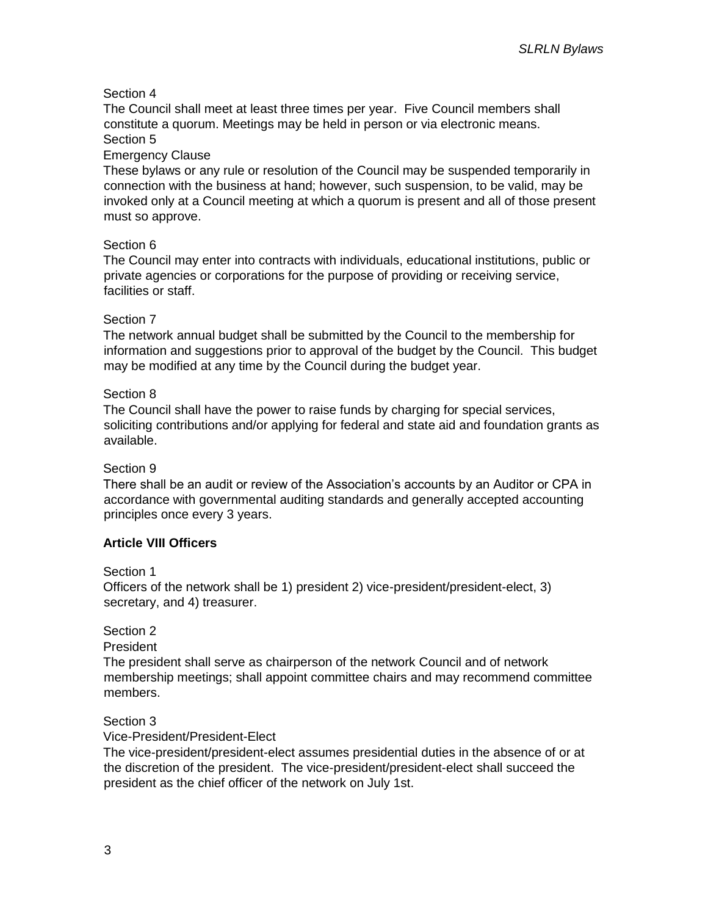Section 4

The Council shall meet at least three times per year. Five Council members shall constitute a quorum. Meetings may be held in person or via electronic means.

Section 5

Emergency Clause

These bylaws or any rule or resolution of the Council may be suspended temporarily in connection with the business at hand; however, such suspension, to be valid, may be invoked only at a Council meeting at which a quorum is present and all of those present must so approve.

Section 6

The Council may enter into contracts with individuals, educational institutions, public or private agencies or corporations for the purpose of providing or receiving service, facilities or staff.

Section 7

The network annual budget shall be submitted by the Council to the membership for information and suggestions prior to approval of the budget by the Council. This budget may be modified at any time by the Council during the budget year.

Section 8

The Council shall have the power to raise funds by charging for special services, soliciting contributions and/or applying for federal and state aid and foundation grants as available.

Section 9

There shall be an audit or review of the Association's accounts by an Auditor or CPA in accordance with governmental auditing standards and generally accepted accounting principles once every 3 years.

**Article VIII Officers**

Section 1

Officers of the network shall be 1) president 2) vice-president/president-elect, 3) secretary, and 4) treasurer.

Section 2

President

The president shall serve as chairperson of the network Council and of network membership meetings; shall appoint committee chairs and may recommend committee members.

Section 3

Vice-President/President-Elect

The vice-president/president-elect assumes presidential duties in the absence of or at the discretion of the president. The vice-president/president-elect shall succeed the president as the chief officer of the network on July 1st.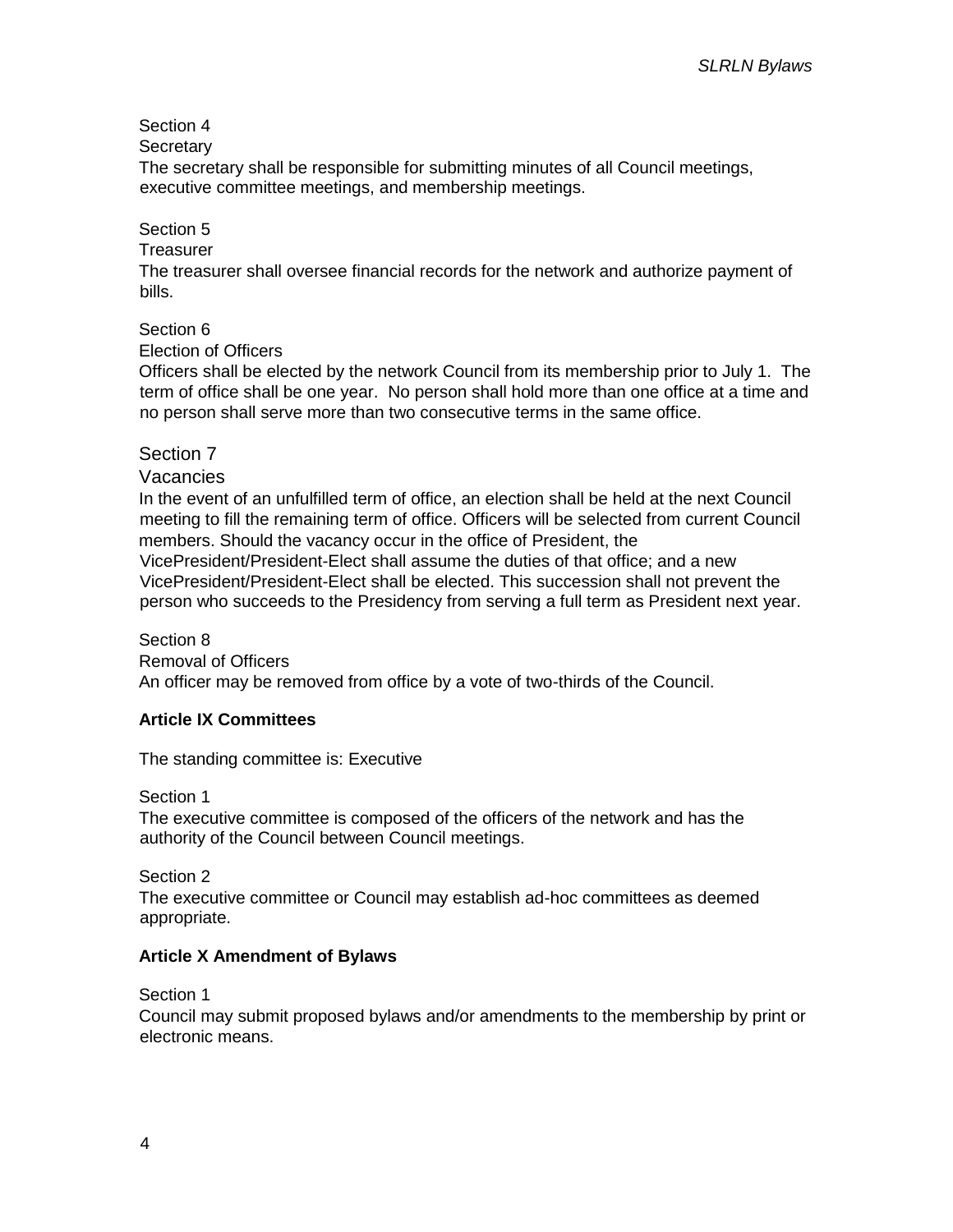Section 4

Secretary

The secretary shall be responsible for submitting minutes of all Council meetings, executive committee meetings, and membership meetings.

Section 5

Treasurer

The treasurer shall oversee financial records for the network and authorize payment of bills.

Section 6

Election of Officers

Officers shall be elected by the network Council from its membership prior to July 1. The term of office shall be one year. No person shall hold more than one office at a time and no person shall serve more than two consecutive terms in the same office.

Section 7

Vacancies

In the event of an unfulfilled term of office, an election shall be held at the next Council meeting to fill the remaining term of office. Officers will be selected from current Council members. Should the vacancy occur in the office of President, the VicePresident/President-Elect shall assume the duties of that office; and a new VicePresident/President-Elect shall be elected. This succession shall not prevent the person who succeeds to the Presidency from serving a full term as President next year.

Section 8

Removal of Officers

An officer may be removed from office by a vote of two-thirds of the Council.

**Article IX Committees**

The standing committee is: Executive

Section 1

The executive committee is composed of the officers of the network and has the authority of the Council between Council meetings.

Section 2

The executive committee or Council may establish ad-hoc committees as deemed appropriate.

**Article X Amendment of Bylaws**

Section 1

Council may submit proposed bylaws and/or amendments to the membership by print or electronic means.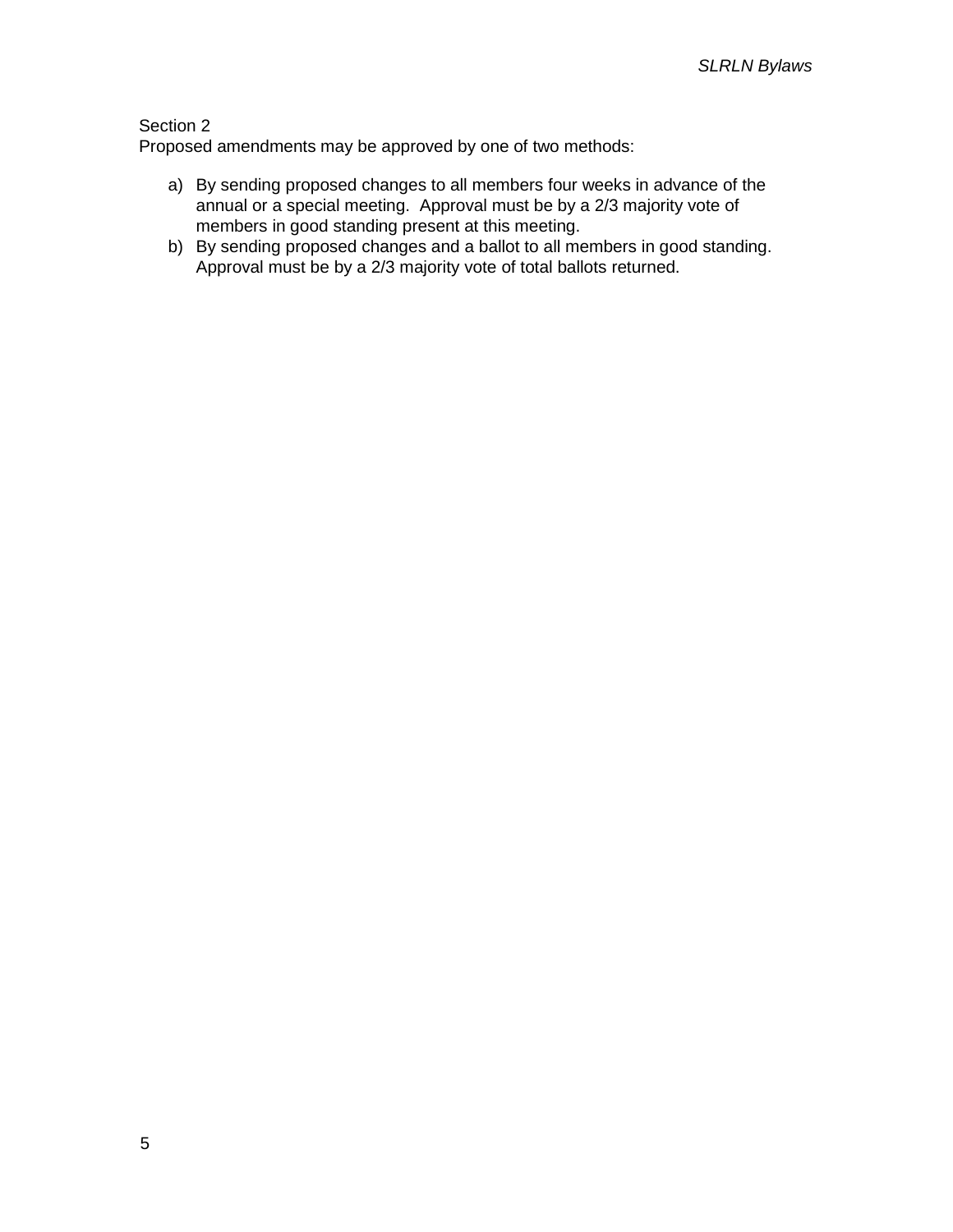Section 2
Proposed amendments may be approved by one of two methods:

a) By sending proposed changes to all members four weeks in advance of the annual or a special meeting. Approval must be by a 2/3 majority vote of members in good standing present at this meeting.
b) By sending proposed changes and a ballot to all members in good standing. Approval must be by a 2/3 majority vote of total ballots returned.